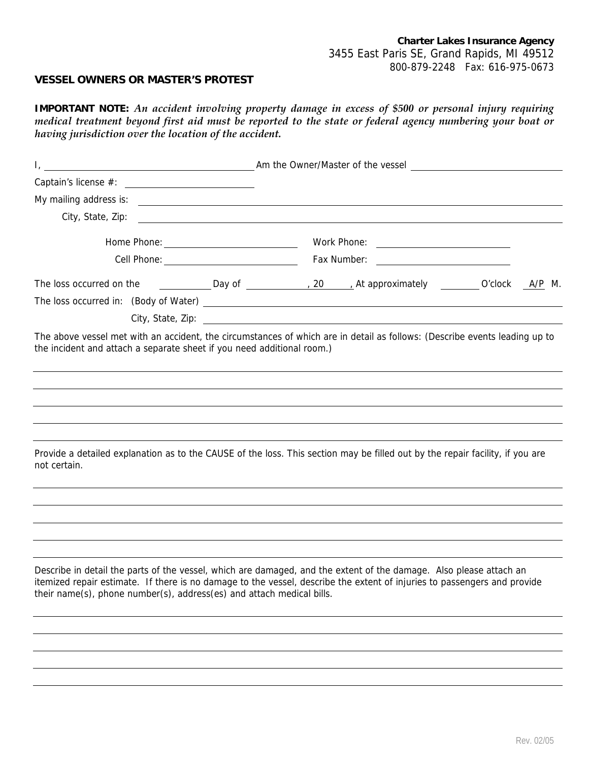**Charter Lakes Insurance Agency**
3455 East Paris SE, Grand Rapids, MI 49512
800-879-2248 Fax: 616-975-0673

## VESSEL OWNERS OR MASTER'S PROTEST

**IMPORTANT NOTE:** ***An accident involving property damage in excess of $500 or personal injury requiring medical treatment beyond first aid must be reported to the state or federal agency numbering your boat or having jurisdiction over the location of the accident.***

I, ______________________________ Am the Owner/Master of the vessel ______________________________

Captain's license #: ____________________

My mailing address is: ______________________________

City, State, Zip: ______________________________

Home Phone: ____________________ Work Phone: ____________________

Cell Phone: ____________________ Fax Number: ____________________

The loss occurred on the ________ Day of ____________, 20____, At approximately ________ O'clock A/P M.

The loss occurred in: (Body of Water) ______________________________

City, State, Zip: ______________________________

The above vessel met with an accident, the circumstances of which are in detail as follows: (Describe events leading up to the incident and attach a separate sheet if you need additional room.)

______________________________

______________________________

______________________________

______________________________

______________________________

Provide a detailed explanation as to the CAUSE of the loss. This section may be filled out by the repair facility, if you are not certain.

______________________________

______________________________

______________________________

______________________________

______________________________

Describe in detail the parts of the vessel, which are damaged, and the extent of the damage. Also please attach an itemized repair estimate. If there is no damage to the vessel, describe the extent of injuries to passengers and provide their name(s), phone number(s), address(es) and attach medical bills.

______________________________

______________________________

______________________________

______________________________

______________________________

Rev. 02/05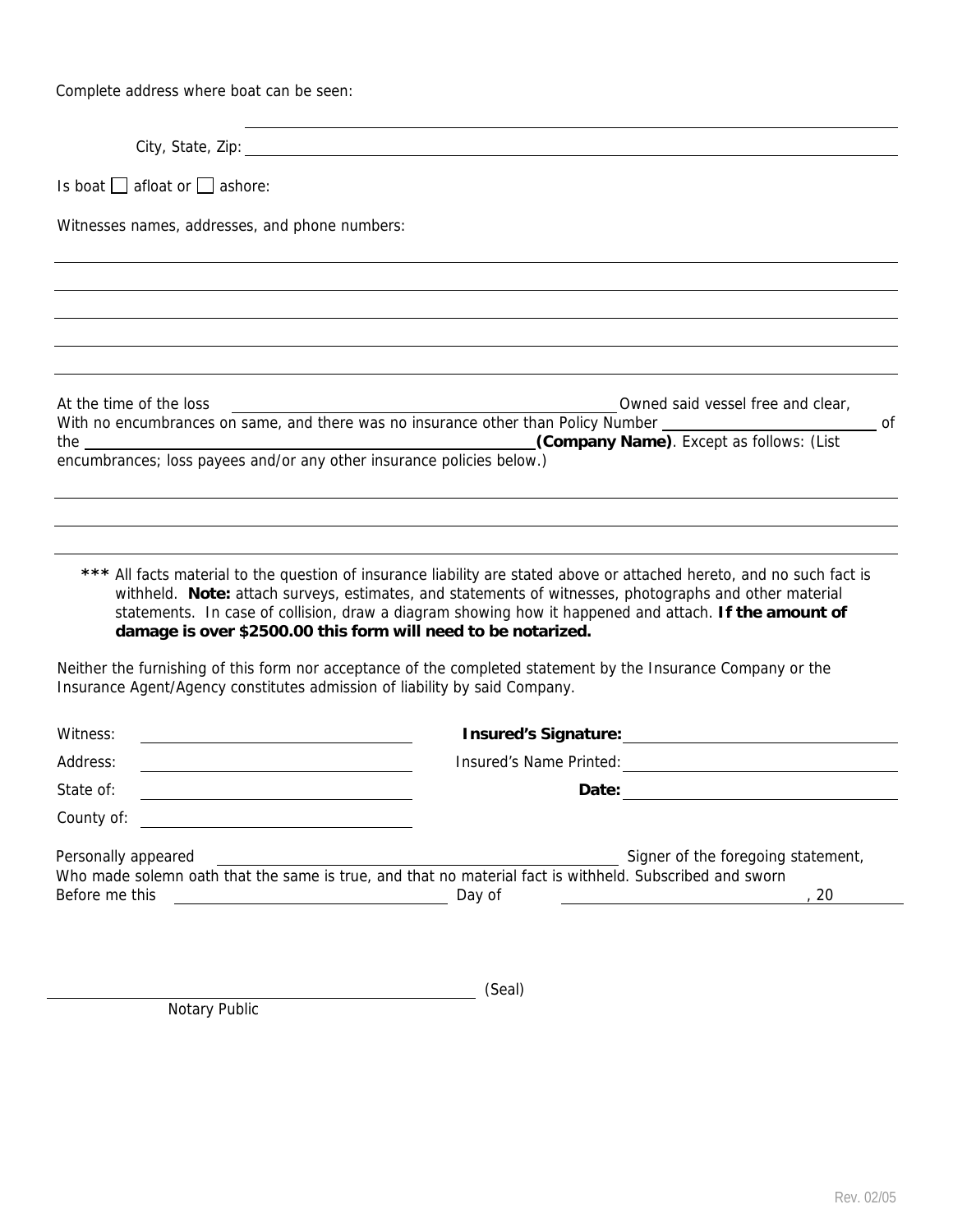Complete address where boat can be seen: ______________________________

City, State, Zip: ______________________________

Is boat ☐ afloat or ☐ ashore:

Witnesses names, addresses, and phone numbers:

______________________________

______________________________

______________________________

______________________________

______________________________

At the time of the loss ______________________________ Owned said vessel free and clear, With no encumbrances on same, and there was no insurance other than Policy Number ______________ of the ______________________________ **(Company Name)**. Except as follows: (List encumbrances; loss payees and/or any other insurance policies below.)

______________________________

______________________________

______________________________

*** All facts material to the question of insurance liability are stated above or attached hereto, and no such fact is withheld. **Note:** attach surveys, estimates, and statements of witnesses, photographs and other material statements. In case of collision, draw a diagram showing how it happened and attach. **If the amount of damage is over $2500.00 this form will need to be notarized.**

Neither the furnishing of this form nor acceptance of the completed statement by the Insurance Company or the Insurance Agent/Agency constitutes admission of liability by said Company.

Witness: ______________________ **Insured's Signature:** ______________________

Address: ______________________ Insured's Name Printed: ______________________

State of: ______________________ **Date:** ______________________

County of: ______________________

Personally appeared ______________________________ Signer of the foregoing statement, Who made solemn oath that the same is true, and that no material fact is withheld. Subscribed and sworn Before me this ______________ Day of ______________, 20 ______

______________________________ (Seal)

Notary Public

Rev. 02/05